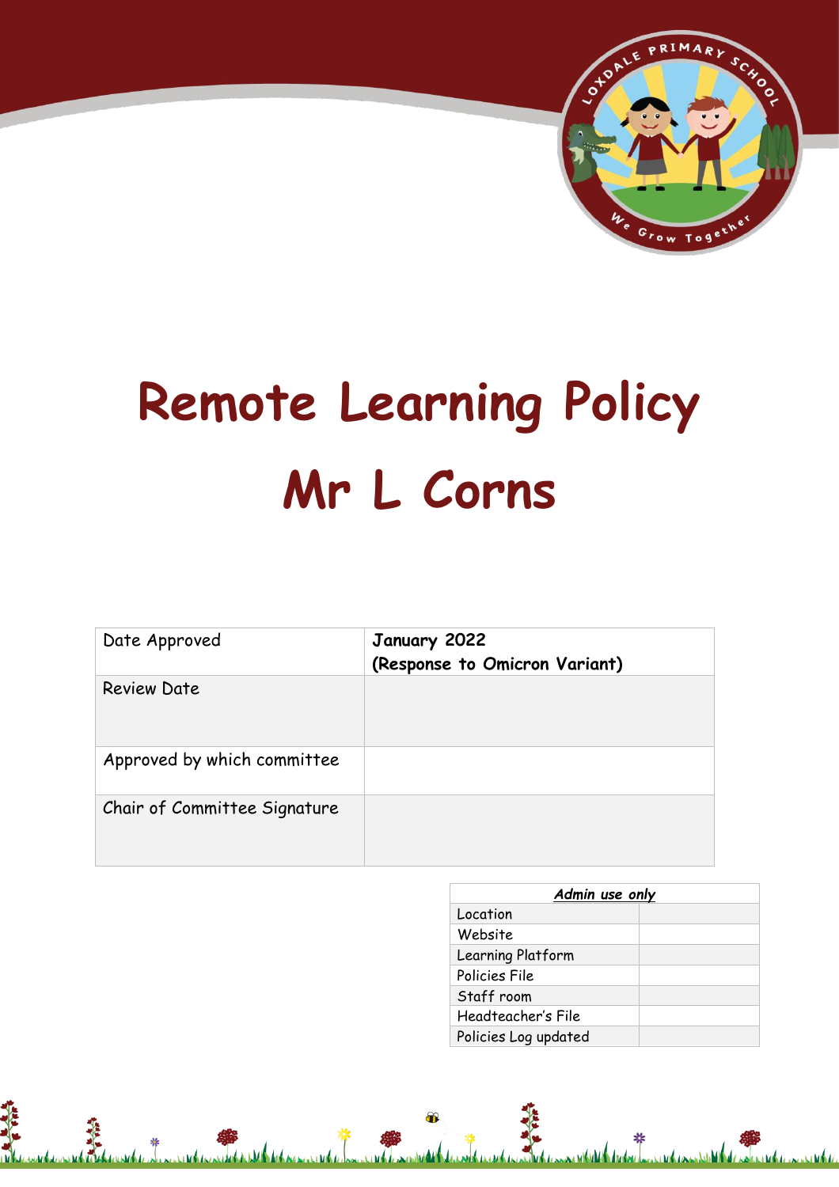# Remote Learning Policy

# Mr L Corns

| Date Approved | **January 2022**<br>**(Response to Omicron Variant)** |
|---|---|
| Review Date | |
| Approved by which committee | |
| Chair of Committee Signature | |

| ***Admin use only*** | |
|---|---|
| Location | |
| Website | |
| Learning Platform | |
| Policies File | |
| Staff room | |
| Headteacher's File | |
| Policies Log updated | |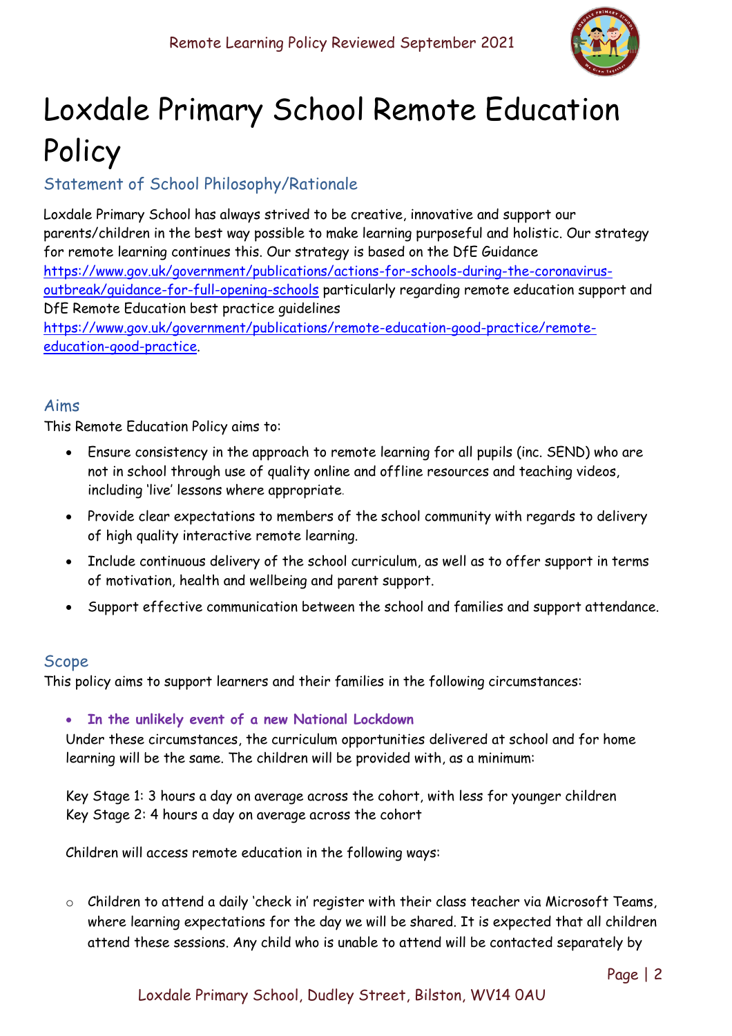# Loxdale Primary School Remote Education Policy

## Statement of School Philosophy/Rationale

Loxdale Primary School has always strived to be creative, innovative and support our parents/children in the best way possible to make learning purposeful and holistic. Our strategy for remote learning continues this. Our strategy is based on the DfE Guidance https://www.gov.uk/government/publications/actions-for-schools-during-the-coronavirus-outbreak/guidance-for-full-opening-schools particularly regarding remote education support and DfE Remote Education best practice guidelines https://www.gov.uk/government/publications/remote-education-good-practice/remote-education-good-practice.

## Aims

This Remote Education Policy aims to:

- Ensure consistency in the approach to remote learning for all pupils (inc. SEND) who are not in school through use of quality online and offline resources and teaching videos, including 'live' lessons where appropriate.
- Provide clear expectations to members of the school community with regards to delivery of high quality interactive remote learning.
- Include continuous delivery of the school curriculum, as well as to offer support in terms of motivation, health and wellbeing and parent support.
- Support effective communication between the school and families and support attendance.

## Scope

This policy aims to support learners and their families in the following circumstances:

- **In the unlikely event of a new National Lockdown**

  Under these circumstances, the curriculum opportunities delivered at school and for home learning will be the same. The children will be provided with, as a minimum:

  Key Stage 1: 3 hours a day on average across the cohort, with less for younger children
  Key Stage 2: 4 hours a day on average across the cohort

  Children will access remote education in the following ways:

  - Children to attend a daily 'check in' register with their class teacher via Microsoft Teams, where learning expectations for the day we will be shared. It is expected that all children attend these sessions. Any child who is unable to attend will be contacted separately by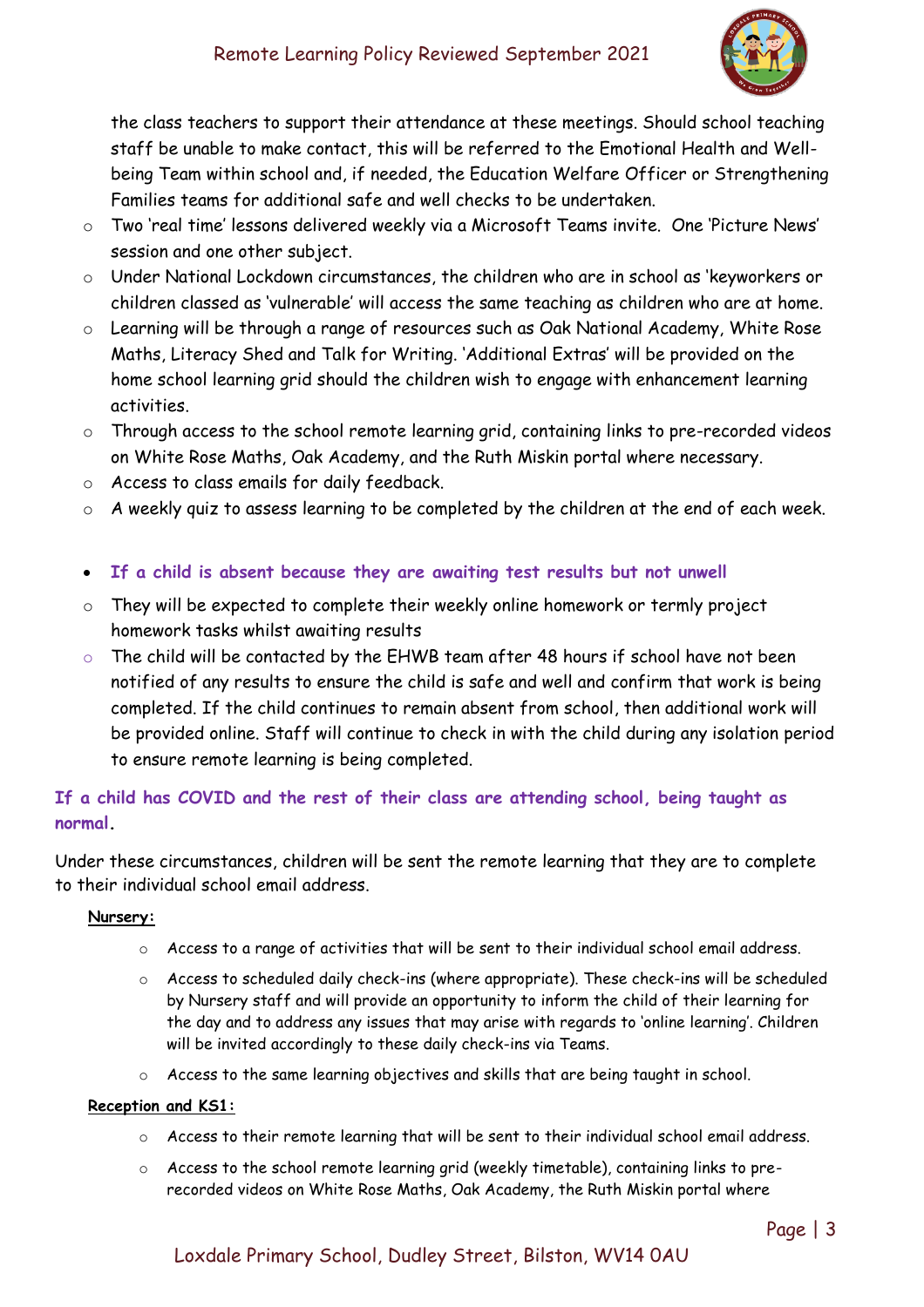the class teachers to support their attendance at these meetings. Should school teaching staff be unable to make contact, this will be referred to the Emotional Health and Well-being Team within school and, if needed, the Education Welfare Officer or Strengthening Families teams for additional safe and well checks to be undertaken.

- Two 'real time' lessons delivered weekly via a Microsoft Teams invite. One 'Picture News' session and one other subject.
- Under National Lockdown circumstances, the children who are in school as 'keyworkers or children classed as 'vulnerable' will access the same teaching as children who are at home.
- Learning will be through a range of resources such as Oak National Academy, White Rose Maths, Literacy Shed and Talk for Writing. 'Additional Extras' will be provided on the home school learning grid should the children wish to engage with enhancement learning activities.
- Through access to the school remote learning grid, containing links to pre-recorded videos on White Rose Maths, Oak Academy, and the Ruth Miskin portal where necessary.
- Access to class emails for daily feedback.
- A weekly quiz to assess learning to be completed by the children at the end of each week.

- **If a child is absent because they are awaiting test results but not unwell**

- They will be expected to complete their weekly online homework or termly project homework tasks whilst awaiting results
- The child will be contacted by the EHWB team after 48 hours if school have not been notified of any results to ensure the child is safe and well and confirm that work is being completed. If the child continues to remain absent from school, then additional work will be provided online. Staff will continue to check in with the child during any isolation period to ensure remote learning is being completed.

**If a child has COVID and the rest of their class are attending school, being taught as normal.**

Under these circumstances, children will be sent the remote learning that they are to complete to their individual school email address.

**Nursery:**

- Access to a range of activities that will be sent to their individual school email address.
- Access to scheduled daily check-ins (where appropriate). These check-ins will be scheduled by Nursery staff and will provide an opportunity to inform the child of their learning for the day and to address any issues that may arise with regards to 'online learning'. Children will be invited accordingly to these daily check-ins via Teams.
- Access to the same learning objectives and skills that are being taught in school.

**Reception and KS1:**

- Access to their remote learning that will be sent to their individual school email address.
- Access to the school remote learning grid (weekly timetable), containing links to pre-recorded videos on White Rose Maths, Oak Academy, the Ruth Miskin portal where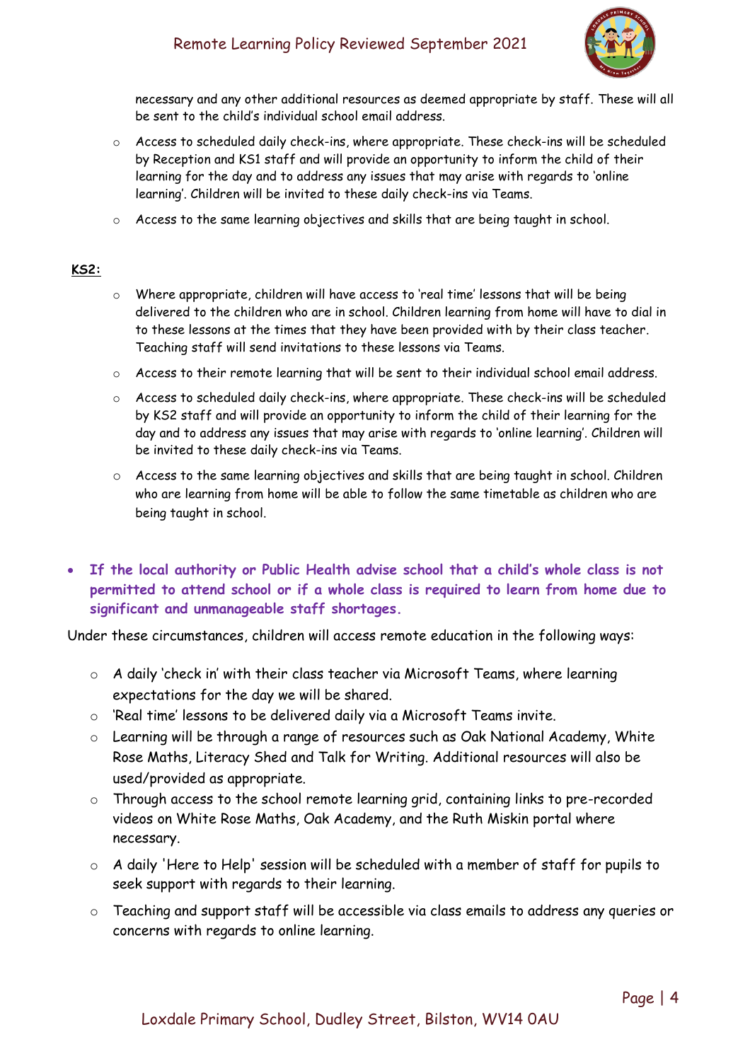necessary and any other additional resources as deemed appropriate by staff. These will all be sent to the child's individual school email address.

- Access to scheduled daily check-ins, where appropriate. These check-ins will be scheduled by Reception and KS1 staff and will provide an opportunity to inform the child of their learning for the day and to address any issues that may arise with regards to 'online learning'. Children will be invited to these daily check-ins via Teams.
- Access to the same learning objectives and skills that are being taught in school.

**KS2:**

- Where appropriate, children will have access to 'real time' lessons that will be being delivered to the children who are in school. Children learning from home will have to dial in to these lessons at the times that they have been provided with by their class teacher. Teaching staff will send invitations to these lessons via Teams.
- Access to their remote learning that will be sent to their individual school email address.
- Access to scheduled daily check-ins, where appropriate. These check-ins will be scheduled by KS2 staff and will provide an opportunity to inform the child of their learning for the day and to address any issues that may arise with regards to 'online learning'. Children will be invited to these daily check-ins via Teams.
- Access to the same learning objectives and skills that are being taught in school. Children who are learning from home will be able to follow the same timetable as children who are being taught in school.

- **If the local authority or Public Health advise school that a child's whole class is not permitted to attend school or if a whole class is required to learn from home due to significant and unmanageable staff shortages.**

Under these circumstances, children will access remote education in the following ways:

- A daily 'check in' with their class teacher via Microsoft Teams, where learning expectations for the day we will be shared.
- 'Real time' lessons to be delivered daily via a Microsoft Teams invite.
- Learning will be through a range of resources such as Oak National Academy, White Rose Maths, Literacy Shed and Talk for Writing. Additional resources will also be used/provided as appropriate.
- Through access to the school remote learning grid, containing links to pre-recorded videos on White Rose Maths, Oak Academy, and the Ruth Miskin portal where necessary.
- A daily 'Here to Help' session will be scheduled with a member of staff for pupils to seek support with regards to their learning.
- Teaching and support staff will be accessible via class emails to address any queries or concerns with regards to online learning.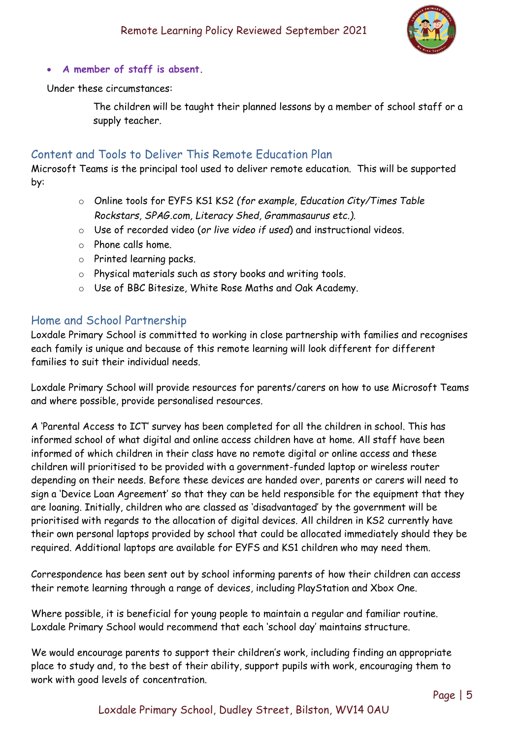- ***A member of staff is absent.***

Under these circumstances:

> The children will be taught their planned lessons by a member of school staff or a supply teacher.

## Content and Tools to Deliver This Remote Education Plan

Microsoft Teams is the principal tool used to deliver remote education. This will be supported by:

- Online tools for EYFS KS1 KS2 *(for example, Education City/Times Table Rockstars, SPAG.com, Literacy Shed, Grammasaurus etc.).*
- Use of recorded video (*or live video if used*) and instructional videos.
- Phone calls home.
- Printed learning packs.
- Physical materials such as story books and writing tools.
- Use of BBC Bitesize, White Rose Maths and Oak Academy.

## Home and School Partnership

Loxdale Primary School is committed to working in close partnership with families and recognises each family is unique and because of this remote learning will look different for different families to suit their individual needs.

Loxdale Primary School will provide resources for parents/carers on how to use Microsoft Teams and where possible, provide personalised resources.

A 'Parental Access to ICT' survey has been completed for all the children in school. This has informed school of what digital and online access children have at home. All staff have been informed of which children in their class have no remote digital or online access and these children will prioritised to be provided with a government-funded laptop or wireless router depending on their needs. Before these devices are handed over, parents or carers will need to sign a 'Device Loan Agreement' so that they can be held responsible for the equipment that they are loaning. Initially, children who are classed as 'disadvantaged' by the government will be prioritised with regards to the allocation of digital devices. All children in KS2 currently have their own personal laptops provided by school that could be allocated immediately should they be required. Additional laptops are available for EYFS and KS1 children who may need them.

Correspondence has been sent out by school informing parents of how their children can access their remote learning through a range of devices, including PlayStation and Xbox One.

Where possible, it is beneficial for young people to maintain a regular and familiar routine. Loxdale Primary School would recommend that each 'school day' maintains structure.

We would encourage parents to support their children's work, including finding an appropriate place to study and, to the best of their ability, support pupils with work, encouraging them to work with good levels of concentration.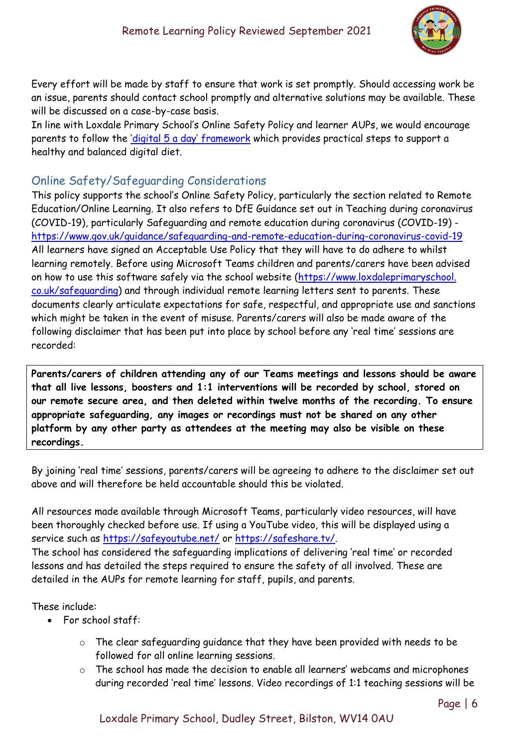Every effort will be made by staff to ensure that work is set promptly. Should accessing work be an issue, parents should contact school promptly and alternative solutions may be available. These will be discussed on a case-by-case basis.
In line with Loxdale Primary School's Online Safety Policy and learner AUPs, we would encourage parents to follow the ['digital 5 a day' framework]() which provides practical steps to support a healthy and balanced digital diet.

## Online Safety/Safeguarding Considerations

This policy supports the school's Online Safety Policy, particularly the section related to Remote Education/Online Learning. It also refers to DfE Guidance set out in Teaching during coronavirus (COVID-19), particularly Safeguarding and remote education during coronavirus (COVID-19) - https://www.gov.uk/guidance/safeguarding-and-remote-education-during-coronavirus-covid-19
All learners have signed an Acceptable Use Policy that they will have to do adhere to whilst learning remotely. Before using Microsoft Teams children and parents/carers have been advised on how to use this software safely via the school website (https://www.loxdaleprimaryschool.co.uk/safeguarding) and through individual remote learning letters sent to parents. These documents clearly articulate expectations for safe, respectful, and appropriate use and sanctions which might be taken in the event of misuse. Parents/carers will also be made aware of the following disclaimer that has been put into place by school before any 'real time' sessions are recorded:

**Parents/carers of children attending any of our Teams meetings and lessons should be aware that all live lessons, boosters and 1:1 interventions will be recorded by school, stored on our remote secure area, and then deleted within twelve months of the recording. To ensure appropriate safeguarding, any images or recordings must not be shared on any other platform by any other party as attendees at the meeting may also be visible on these recordings.**

By joining 'real time' sessions, parents/carers will be agreeing to adhere to the disclaimer set out above and will therefore be held accountable should this be violated.

All resources made available through Microsoft Teams, particularly video resources, will have been thoroughly checked before use. If using a YouTube video, this will be displayed using a service such as https://safeyoutube.net/ or https://safeshare.tv/.
The school has considered the safeguarding implications of delivering 'real time' or recorded lessons and has detailed the steps required to ensure the safety of all involved. These are detailed in the AUPs for remote learning for staff, pupils, and parents.

These include:

- For school staff:
    - The clear safeguarding guidance that they have been provided with needs to be followed for all online learning sessions.
    - The school has made the decision to enable all learners' webcams and microphones during recorded 'real time' lessons. Video recordings of 1:1 teaching sessions will be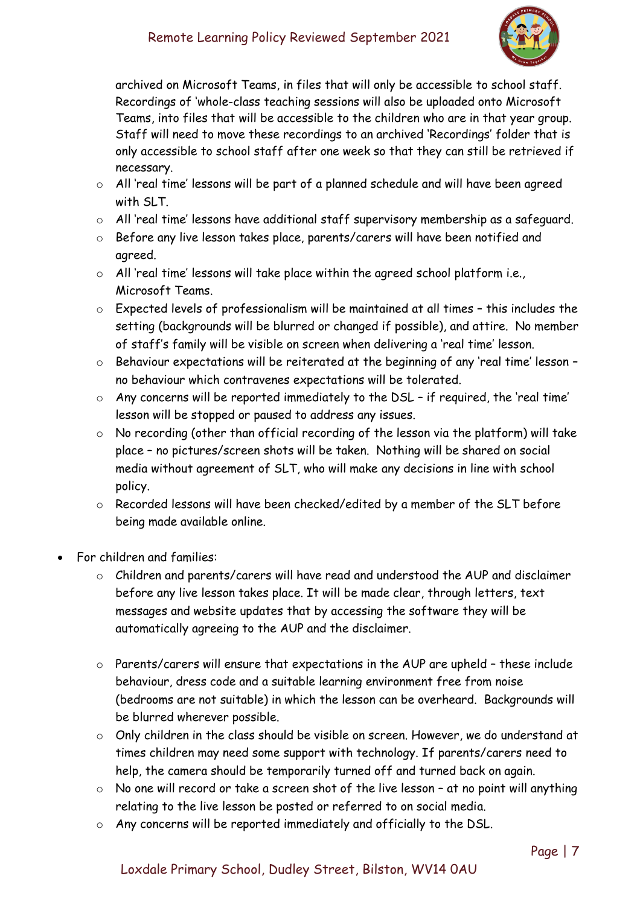archived on Microsoft Teams, in files that will only be accessible to school staff. Recordings of 'whole-class teaching sessions will also be uploaded onto Microsoft Teams, into files that will be accessible to the children who are in that year group. Staff will need to move these recordings to an archived 'Recordings' folder that is only accessible to school staff after one week so that they can still be retrieved if necessary.

  - All 'real time' lessons will be part of a planned schedule and will have been agreed with SLT.
  - All 'real time' lessons have additional staff supervisory membership as a safeguard.
  - Before any live lesson takes place, parents/carers will have been notified and agreed.
  - All 'real time' lessons will take place within the agreed school platform i.e., Microsoft Teams.
  - Expected levels of professionalism will be maintained at all times – this includes the setting (backgrounds will be blurred or changed if possible), and attire. No member of staff's family will be visible on screen when delivering a 'real time' lesson.
  - Behaviour expectations will be reiterated at the beginning of any 'real time' lesson – no behaviour which contravenes expectations will be tolerated.
  - Any concerns will be reported immediately to the DSL – if required, the 'real time' lesson will be stopped or paused to address any issues.
  - No recording (other than official recording of the lesson via the platform) will take place – no pictures/screen shots will be taken. Nothing will be shared on social media without agreement of SLT, who will make any decisions in line with school policy.
  - Recorded lessons will have been checked/edited by a member of the SLT before being made available online.

- For children and families:
  - Children and parents/carers will have read and understood the AUP and disclaimer before any live lesson takes place. It will be made clear, through letters, text messages and website updates that by accessing the software they will be automatically agreeing to the AUP and the disclaimer.
  - Parents/carers will ensure that expectations in the AUP are upheld – these include behaviour, dress code and a suitable learning environment free from noise (bedrooms are not suitable) in which the lesson can be overheard. Backgrounds will be blurred wherever possible.
  - Only children in the class should be visible on screen. However, we do understand at times children may need some support with technology. If parents/carers need to help, the camera should be temporarily turned off and turned back on again.
  - No one will record or take a screen shot of the live lesson – at no point will anything relating to the live lesson be posted or referred to on social media.
  - Any concerns will be reported immediately and officially to the DSL.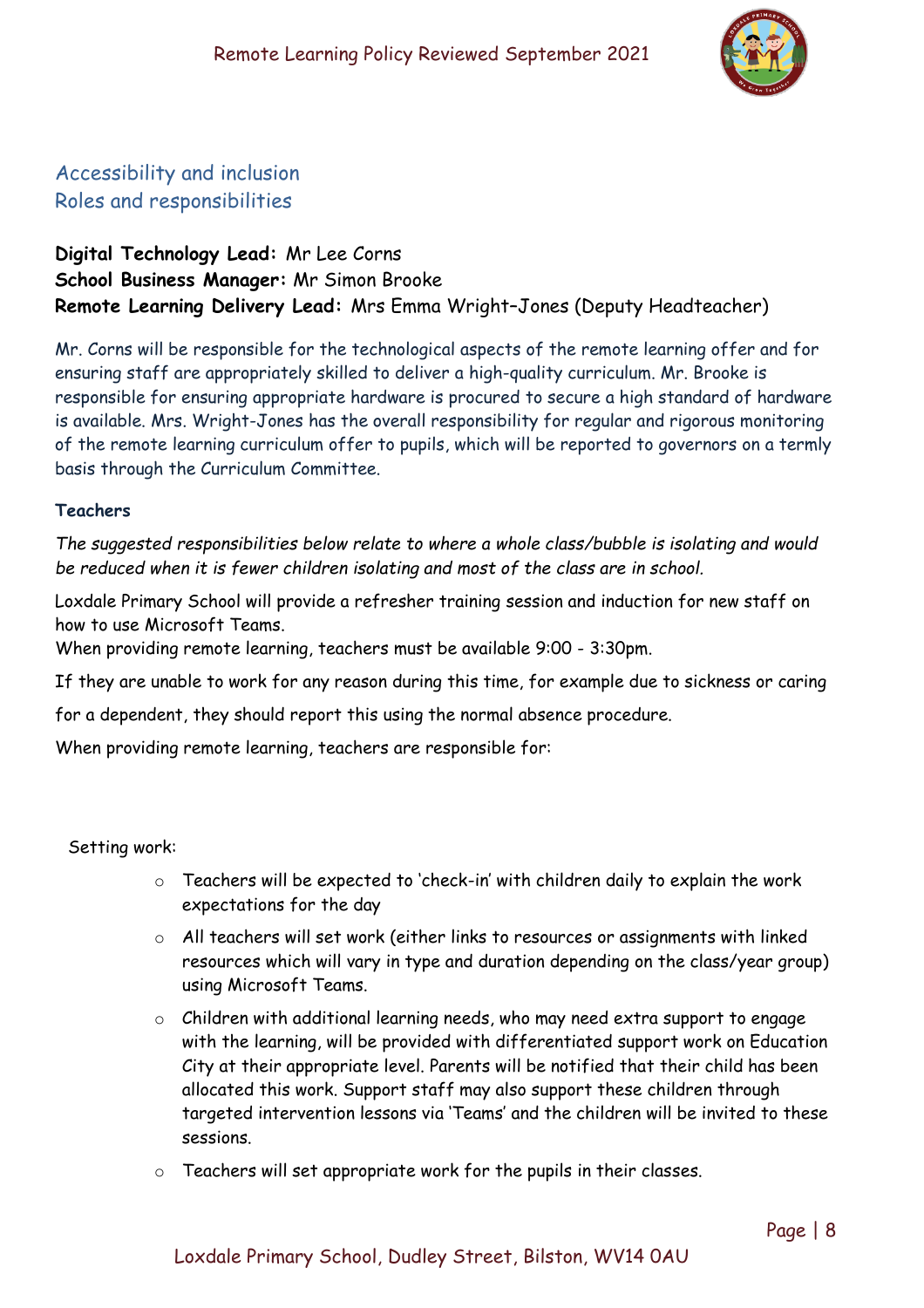## Accessibility and inclusion

## Roles and responsibilities

**Digital Technology Lead:** Mr Lee Corns
**School Business Manager:** Mr Simon Brooke
**Remote Learning Delivery Lead:** Mrs Emma Wright-Jones (Deputy Headteacher)

Mr. Corns will be responsible for the technological aspects of the remote learning offer and for ensuring staff are appropriately skilled to deliver a high-quality curriculum. Mr. Brooke is responsible for ensuring appropriate hardware is procured to secure a high standard of hardware is available. Mrs. Wright-Jones has the overall responsibility for regular and rigorous monitoring of the remote learning curriculum offer to pupils, which will be reported to governors on a termly basis through the Curriculum Committee.

**Teachers**

*The suggested responsibilities below relate to where a whole class/bubble is isolating and would be reduced when it is fewer children isolating and most of the class are in school.*

Loxdale Primary School will provide a refresher training session and induction for new staff on how to use Microsoft Teams.
When providing remote learning, teachers must be available 9:00 - 3:30pm.

If they are unable to work for any reason during this time, for example due to sickness or caring for a dependent, they should report this using the normal absence procedure.

When providing remote learning, teachers are responsible for:

Setting work:

- Teachers will be expected to 'check-in' with children daily to explain the work expectations for the day
- All teachers will set work (either links to resources or assignments with linked resources which will vary in type and duration depending on the class/year group) using Microsoft Teams.
- Children with additional learning needs, who may need extra support to engage with the learning, will be provided with differentiated support work on Education City at their appropriate level. Parents will be notified that their child has been allocated this work. Support staff may also support these children through targeted intervention lessons via 'Teams' and the children will be invited to these sessions.
- Teachers will set appropriate work for the pupils in their classes.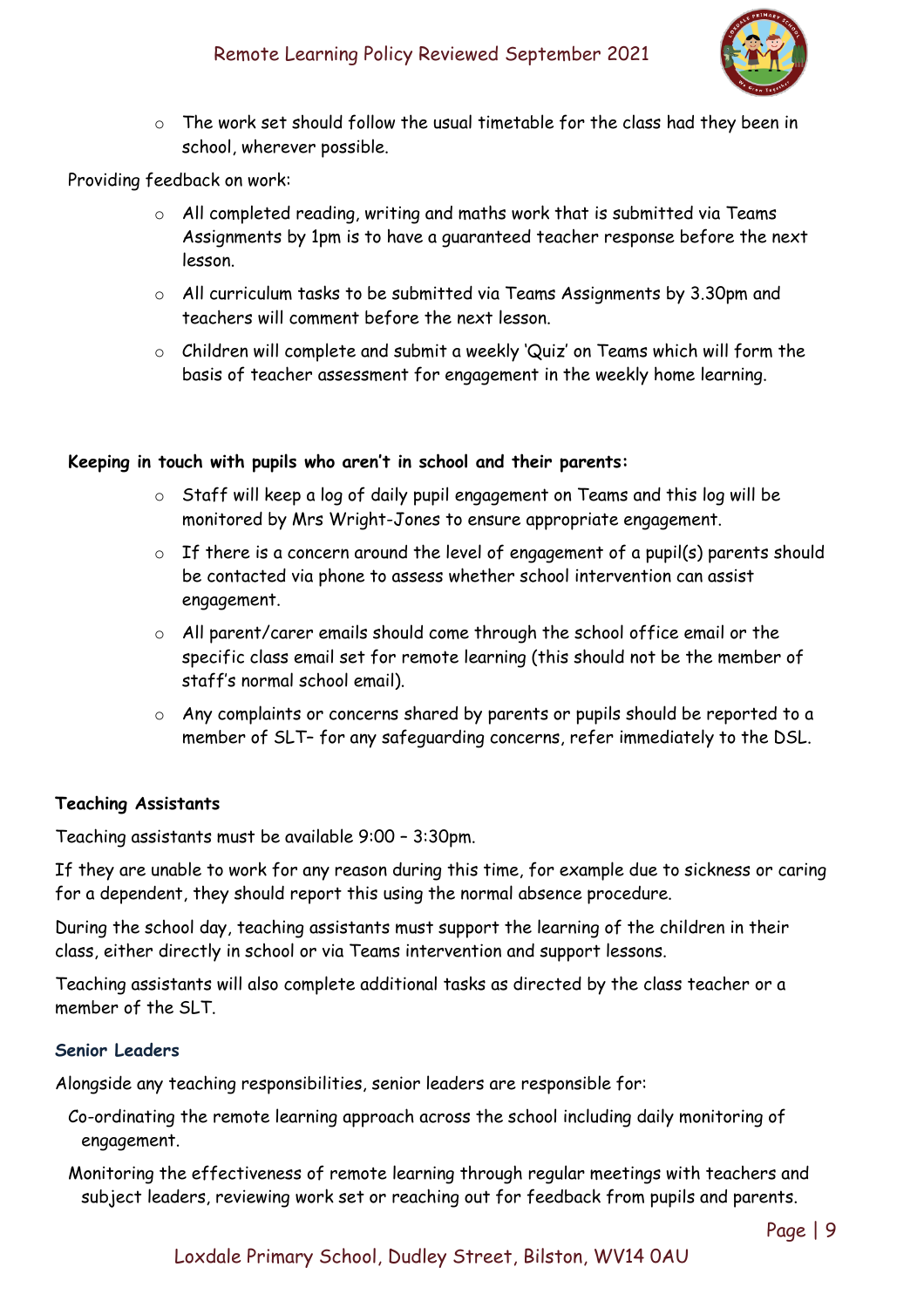- The work set should follow the usual timetable for the class had they been in school, wherever possible.

Providing feedback on work:

- All completed reading, writing and maths work that is submitted via Teams Assignments by 1pm is to have a guaranteed teacher response before the next lesson.
- All curriculum tasks to be submitted via Teams Assignments by 3.30pm and teachers will comment before the next lesson.
- Children will complete and submit a weekly 'Quiz' on Teams which will form the basis of teacher assessment for engagement in the weekly home learning.

**Keeping in touch with pupils who aren't in school and their parents:**

- Staff will keep a log of daily pupil engagement on Teams and this log will be monitored by Mrs Wright-Jones to ensure appropriate engagement.
- If there is a concern around the level of engagement of a pupil(s) parents should be contacted via phone to assess whether school intervention can assist engagement.
- All parent/carer emails should come through the school office email or the specific class email set for remote learning (this should not be the member of staff's normal school email).
- Any complaints or concerns shared by parents or pupils should be reported to a member of SLT– for any safeguarding concerns, refer immediately to the DSL.

### Teaching Assistants

Teaching assistants must be available 9:00 – 3:30pm.

If they are unable to work for any reason during this time, for example due to sickness or caring for a dependent, they should report this using the normal absence procedure.

During the school day, teaching assistants must support the learning of the children in their class, either directly in school or via Teams intervention and support lessons.

Teaching assistants will also complete additional tasks as directed by the class teacher or a member of the SLT.

### Senior Leaders

Alongside any teaching responsibilities, senior leaders are responsible for:

Co-ordinating the remote learning approach across the school including daily monitoring of engagement.

Monitoring the effectiveness of remote learning through regular meetings with teachers and subject leaders, reviewing work set or reaching out for feedback from pupils and parents.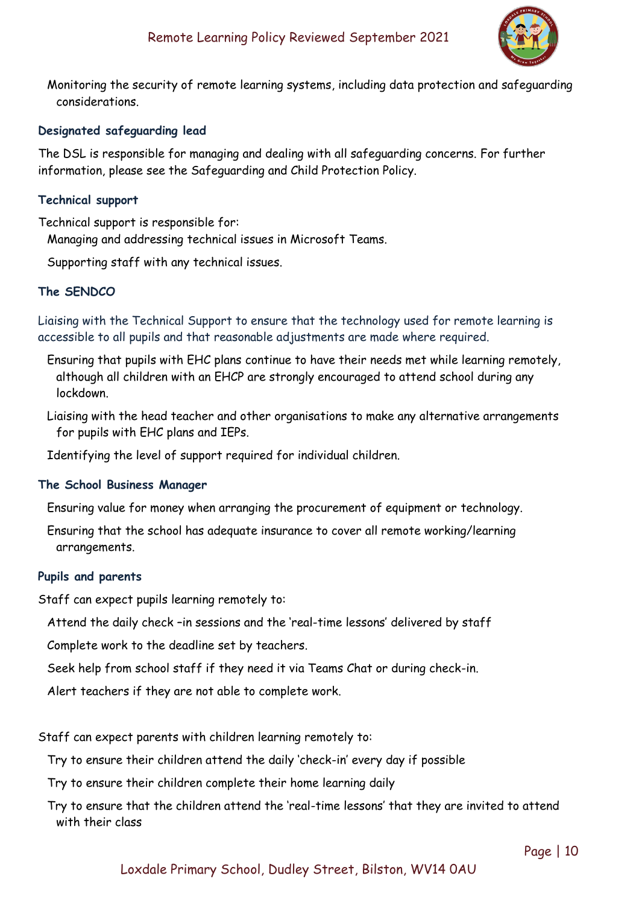- Monitoring the security of remote learning systems, including data protection and safeguarding considerations.

### Designated safeguarding lead

The DSL is responsible for managing and dealing with all safeguarding concerns. For further information, please see the Safeguarding and Child Protection Policy.

### Technical support

Technical support is responsible for:

- Managing and addressing technical issues in Microsoft Teams.
- Supporting staff with any technical issues.

### The SENDCO

Liaising with the Technical Support to ensure that the technology used for remote learning is accessible to all pupils and that reasonable adjustments are made where required.

- Ensuring that pupils with EHC plans continue to have their needs met while learning remotely, although all children with an EHCP are strongly encouraged to attend school during any lockdown.
- Liaising with the head teacher and other organisations to make any alternative arrangements for pupils with EHC plans and IEPs.
- Identifying the level of support required for individual children.

### The School Business Manager

- Ensuring value for money when arranging the procurement of equipment or technology.
- Ensuring that the school has adequate insurance to cover all remote working/learning arrangements.

### Pupils and parents

Staff can expect pupils learning remotely to:

- Attend the daily check –in sessions and the 'real-time lessons' delivered by staff
- Complete work to the deadline set by teachers.
- Seek help from school staff if they need it via Teams Chat or during check-in.
- Alert teachers if they are not able to complete work.

Staff can expect parents with children learning remotely to:

- Try to ensure their children attend the daily 'check-in' every day if possible
- Try to ensure their children complete their home learning daily
- Try to ensure that the children attend the 'real-time lessons' that they are invited to attend with their class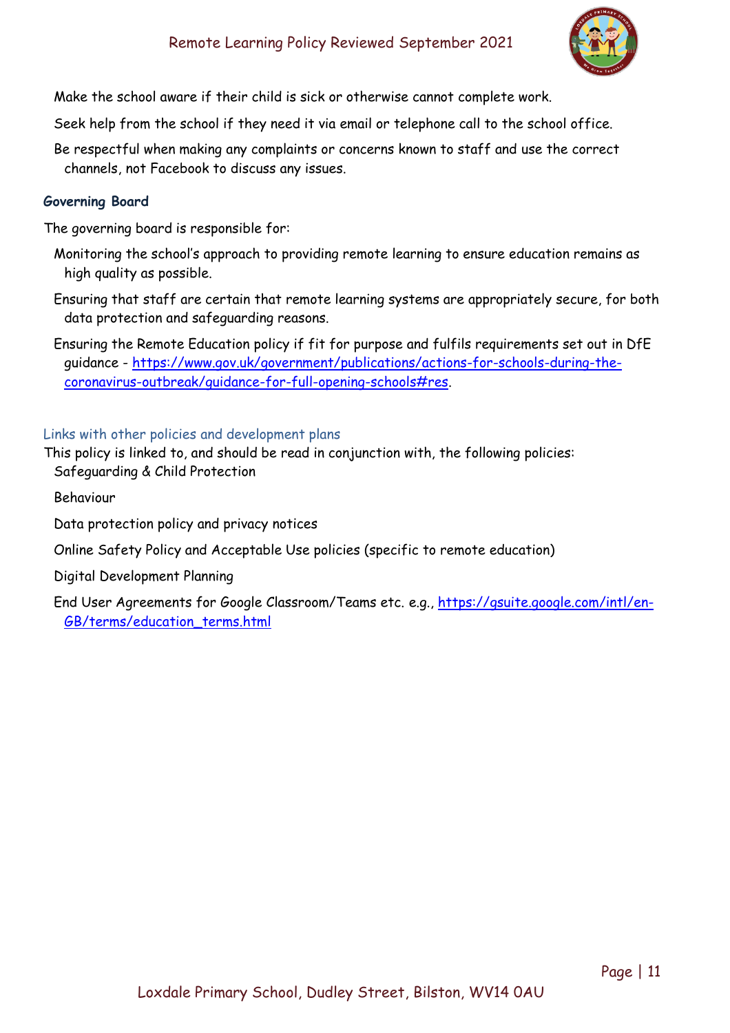- Make the school aware if their child is sick or otherwise cannot complete work.
- Seek help from the school if they need it via email or telephone call to the school office.
- Be respectful when making any complaints or concerns known to staff and use the correct channels, not Facebook to discuss any issues.

### Governing Board

The governing board is responsible for:

- Monitoring the school's approach to providing remote learning to ensure education remains as high quality as possible.
- Ensuring that staff are certain that remote learning systems are appropriately secure, for both data protection and safeguarding reasons.
- Ensuring the Remote Education policy if fit for purpose and fulfils requirements set out in DfE guidance - [https://www.gov.uk/government/publications/actions-for-schools-during-the-coronavirus-outbreak/guidance-for-full-opening-schools#res](https://www.gov.uk/government/publications/actions-for-schools-during-the-coronavirus-outbreak/guidance-for-full-opening-schools#res).

## Links with other policies and development plans

This policy is linked to, and should be read in conjunction with, the following policies:

- Safeguarding & Child Protection
- Behaviour
- Data protection policy and privacy notices
- Online Safety Policy and Acceptable Use policies (specific to remote education)
- Digital Development Planning
- End User Agreements for Google Classroom/Teams etc. e.g., [https://gsuite.google.com/intl/en-GB/terms/education_terms.html](https://gsuite.google.com/intl/en-GB/terms/education_terms.html)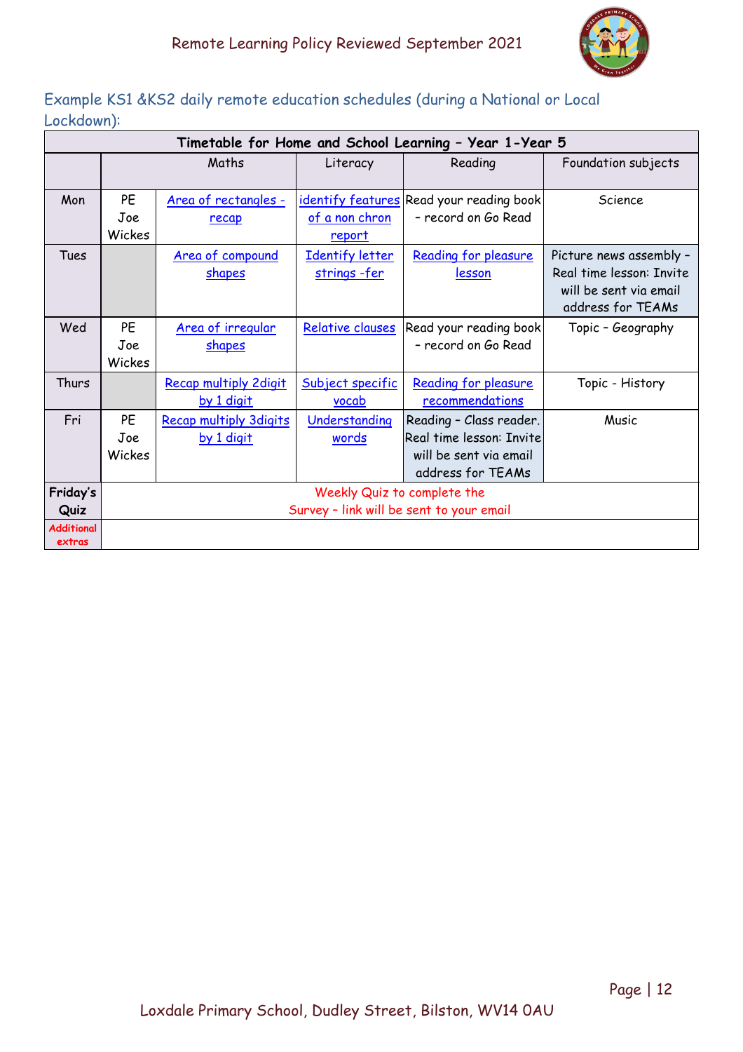Example KS1 &KS2 daily remote education schedules (during a National or Local Lockdown):

| Timetable for Home and School Learning – Year 1-Year 5 | | | | | |
|---|---|---|---|---|---|
| | | Maths | Literacy | Reading | Foundation subjects |
| Mon | PE Joe Wickes | Area of rectangles - recap | identify features of a non chron report | Read your reading book – record on Go Read | Science |
| Tues | | Area of compound shapes | Identify letter strings -fer | Reading for pleasure lesson | Picture news assembly – Real time lesson: Invite will be sent via email address for TEAMs |
| Wed | PE Joe Wickes | Area of irregular shapes | Relative clauses | Read your reading book – record on Go Read | Topic – Geography |
| Thurs | | Recap multiply 2digit by 1 digit | Subject specific vocab | Reading for pleasure recommendations | Topic - History |
| Fri | PE Joe Wickes | Recap multiply 3digits by 1 digit | Understanding words | Reading – Class reader. Real time lesson: Invite will be sent via email address for TEAMs | Music |
| **Friday's Quiz** | Weekly Quiz to complete the Survey – link will be sent to your email | | | | |
| **Additional extras** | | | | | |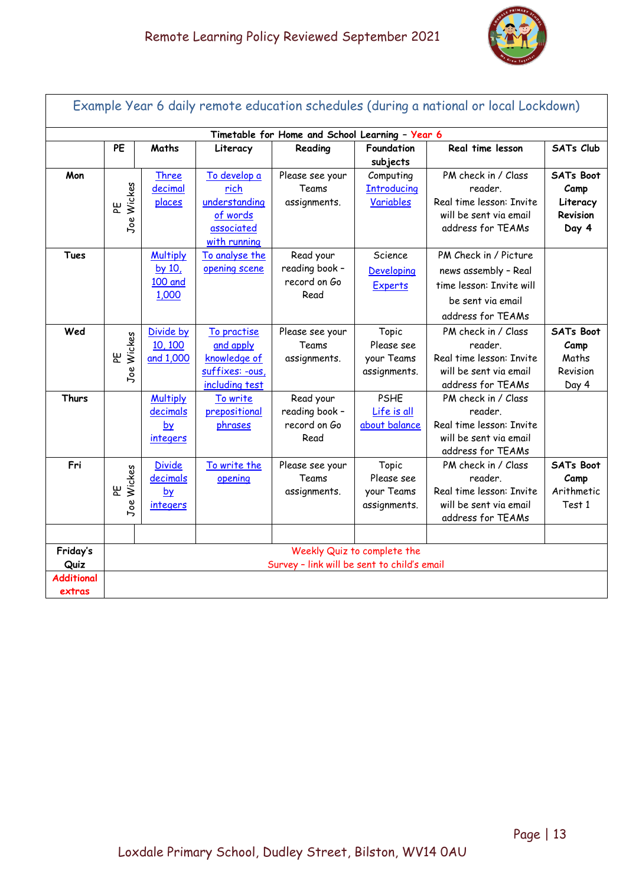## Example Year 6 daily remote education schedules (during a national or local Lockdown)

**Timetable for Home and School Learning – Year 6**

| | PE | Maths | Literacy | Reading | Foundation subjects | Real time lesson | SATs Club |
|---|---|---|---|---|---|---|---|
| **Mon** | PE Joe Wickes | Three decimal places | To develop a rich understanding of words associated with running | Please see your Teams assignments. | Computing Introducing Variables | PM check in / Class reader. Real time lesson: Invite will be sent via email address for TEAMs | **SATs Boot Camp Literacy Revision Day 4** |
| **Tues** | | Multiply by 10, 100 and 1,000 | To analyse the opening scene | Read your reading book – record on Go Read | Science Developing Experts | PM Check in / Picture news assembly – Real time lesson: Invite will be sent via email address for TEAMs | |
| **Wed** | PE Joe Wickes | Divide by 10, 100 and 1,000 | To practise and apply knowledge of suffixes: -ous, including test | Please see your Teams assignments. | Topic Please see your Teams assignments. | PM check in / Class reader. Real time lesson: Invite will be sent via email address for TEAMs | **SATs Boot Camp** Maths Revision Day 4 |
| **Thurs** | | Multiply decimals by integers | To write prepositional phrases | Read your reading book – record on Go Read | PSHE Life is all about balance | PM check in / Class reader. Real time lesson: Invite will be sent via email address for TEAMs | |
| **Fri** | PE Joe Wickes | Divide decimals by integers | To write the opening | Please see your Teams assignments. | Topic Please see your Teams assignments. | PM check in / Class reader. Real time lesson: Invite will be sent via email address for TEAMs | **SATs Boot Camp** Arithmetic Test 1 |
| | | | | | | | |
| **Friday's Quiz** | Weekly Quiz to complete the Survey – link will be sent to child's email | | | | | | |
| **Additional extras** | | | | | | | |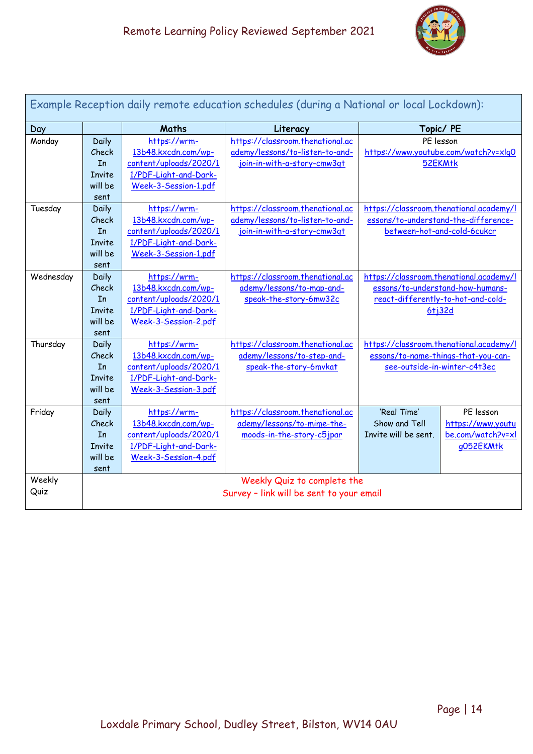| Example Reception daily remote education schedules (during a National or local Lockdown): | | | | | |
|---|---|---|---|---|---|
| Day | | Maths | Literacy | Topic/ PE | |
| Monday | Daily Check In Invite will be sent | https://wrm-13b48.kxcdn.com/wp-content/uploads/2020/11/PDF-Light-and-Dark-Week-3-Session-1.pdf | https://classroom.thenational.academy/lessons/to-listen-to-and-join-in-with-a-story-cmw3gt | PE lesson https://www.youtube.com/watch?v=xlg052EKMtk | |
| Tuesday | Daily Check In Invite will be sent | https://wrm-13b48.kxcdn.com/wp-content/uploads/2020/11/PDF-Light-and-Dark-Week-3-Session-1.pdf | https://classroom.thenational.academy/lessons/to-listen-to-and-join-in-with-a-story-cmw3gt | https://classroom.thenational.academy/lessons/to-understand-the-difference-between-hot-and-cold-6cukcr | |
| Wednesday | Daily Check In Invite will be sent | https://wrm-13b48.kxcdn.com/wp-content/uploads/2020/11/PDF-Light-and-Dark-Week-3-Session-2.pdf | https://classroom.thenational.academy/lessons/to-map-and-speak-the-story-6mw32c | https://classroom.thenational.academy/lessons/to-understand-how-humans-react-differently-to-hot-and-cold-6tj32d | |
| Thursday | Daily Check In Invite will be sent | https://wrm-13b48.kxcdn.com/wp-content/uploads/2020/11/PDF-Light-and-Dark-Week-3-Session-3.pdf | https://classroom.thenational.academy/lessons/to-step-and-speak-the-story-6mvkat | https://classroom.thenational.academy/lessons/to-name-things-that-you-can-see-outside-in-winter-c4t3ec | |
| Friday | Daily Check In Invite will be sent | https://wrm-13b48.kxcdn.com/wp-content/uploads/2020/11/PDF-Light-and-Dark-Week-3-Session-4.pdf | https://classroom.thenational.academy/lessons/to-mime-the-moods-in-the-story-c5jpar | 'Real Time' Show and Tell Invite will be sent. | PE lesson https://www.youtube.com/watch?v=xlg052EKMtk |
| Weekly Quiz | Weekly Quiz to complete the Survey – link will be sent to your email | | | | |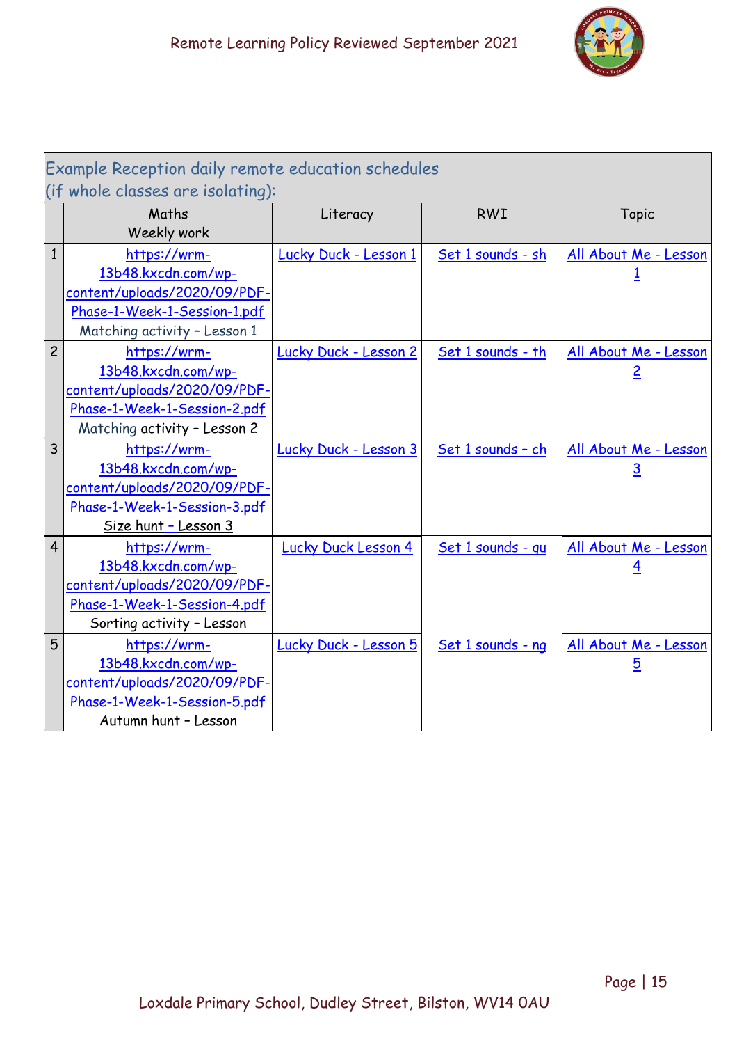| Example Reception daily remote education schedules (if whole classes are isolating): | | | | |
|---|---|---|---|---|
| | Maths Weekly work | Literacy | RWI | Topic |
| 1 | https://wrm-13b48.kxcdn.com/wp-content/uploads/2020/09/PDF-Phase-1-Week-1-Session-1.pdf Matching activity – Lesson 1 | Lucky Duck - Lesson 1 | Set 1 sounds - sh | All About Me - Lesson 1 |
| 2 | https://wrm-13b48.kxcdn.com/wp-content/uploads/2020/09/PDF-Phase-1-Week-1-Session-2.pdf Matching activity – Lesson 2 | Lucky Duck - Lesson 2 | Set 1 sounds - th | All About Me - Lesson 2 |
| 3 | https://wrm-13b48.kxcdn.com/wp-content/uploads/2020/09/PDF-Phase-1-Week-1-Session-3.pdf Size hunt – Lesson 3 | Lucky Duck - Lesson 3 | Set 1 sounds – ch | All About Me - Lesson 3 |
| 4 | https://wrm-13b48.kxcdn.com/wp-content/uploads/2020/09/PDF-Phase-1-Week-1-Session-4.pdf Sorting activity – Lesson | Lucky Duck Lesson 4 | Set 1 sounds - qu | All About Me - Lesson 4 |
| 5 | https://wrm-13b48.kxcdn.com/wp-content/uploads/2020/09/PDF-Phase-1-Week-1-Session-5.pdf Autumn hunt – Lesson | Lucky Duck - Lesson 5 | Set 1 sounds - ng | All About Me - Lesson 5 |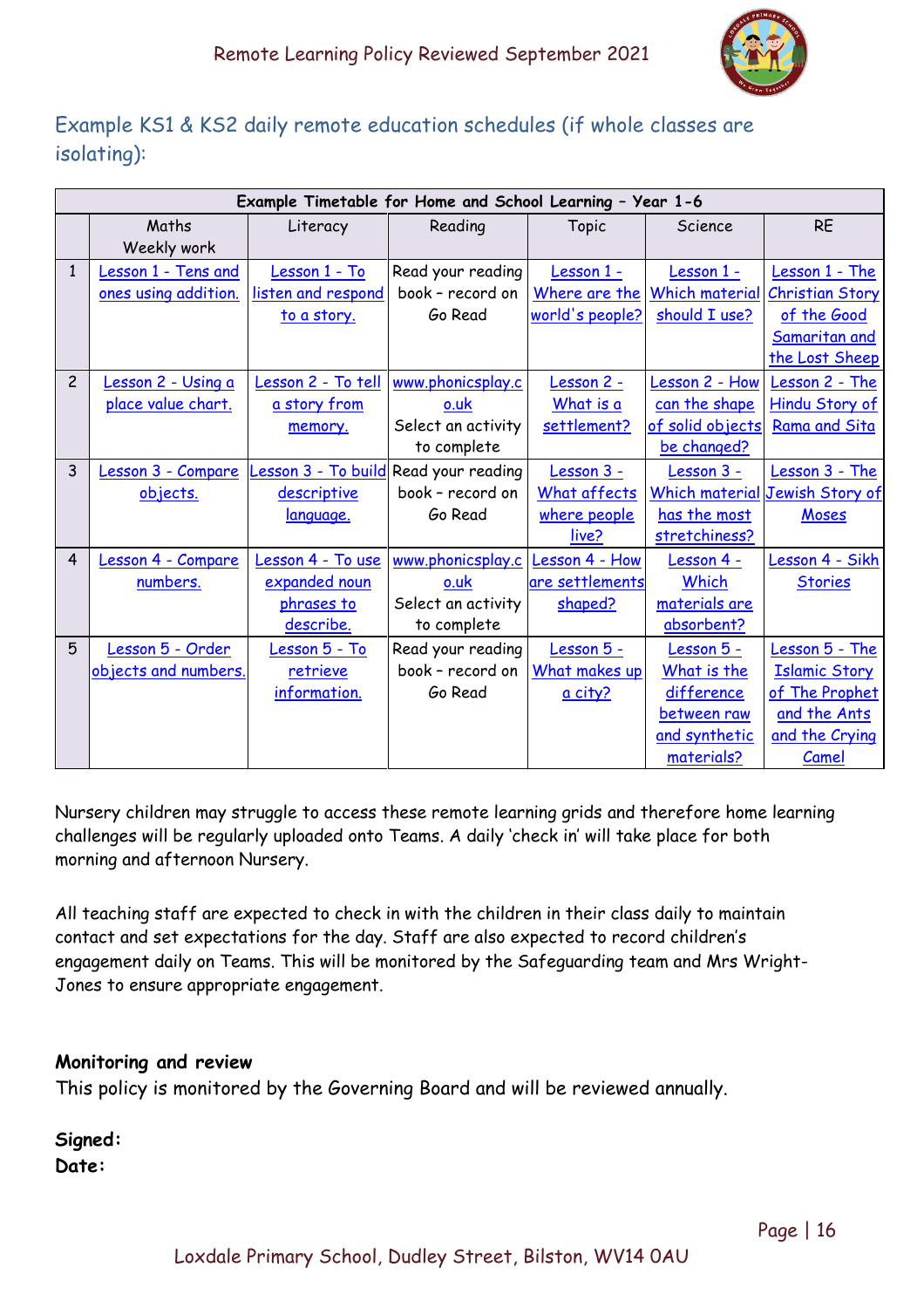## Example KS1 & KS2 daily remote education schedules (if whole classes are isolating):

| Example Timetable for Home and School Learning – Year 1-6 | | | | | | |
|---|---|---|---|---|---|---|
| | Maths Weekly work | Literacy | Reading | Topic | Science | RE |
| 1 | Lesson 1 - Tens and ones using addition. | Lesson 1 - To listen and respond to a story. | Read your reading book – record on Go Read | Lesson 1 - Where are the world's people? | Lesson 1 - Which material should I use? | Lesson 1 - The Christian Story of the Good Samaritan and the Lost Sheep |
| 2 | Lesson 2 - Using a place value chart. | Lesson 2 - To tell a story from memory. | www.phonicsplay.co.uk Select an activity to complete | Lesson 2 - What is a settlement? | Lesson 2 - How can the shape of solid objects be changed? | Lesson 2 - The Hindu Story of Rama and Sita |
| 3 | Lesson 3 - Compare objects. | Lesson 3 - To build descriptive language. | Read your reading book – record on Go Read | Lesson 3 - What affects where people live? | Lesson 3 - Which material has the most stretchiness? | Lesson 3 - The Jewish Story of Moses |
| 4 | Lesson 4 - Compare numbers. | Lesson 4 - To use expanded noun phrases to describe. | www.phonicsplay.co.uk Select an activity to complete | Lesson 4 - How are settlements shaped? | Lesson 4 - Which materials are absorbent? | Lesson 4 - Sikh Stories |
| 5 | Lesson 5 - Order objects and numbers. | Lesson 5 - To retrieve information. | Read your reading book – record on Go Read | Lesson 5 - What makes up a city? | Lesson 5 - What is the difference between raw and synthetic materials? | Lesson 5 - The Islamic Story of The Prophet and the Ants and the Crying Camel |

Nursery children may struggle to access these remote learning grids and therefore home learning challenges will be regularly uploaded onto Teams. A daily 'check in' will take place for both morning and afternoon Nursery.

All teaching staff are expected to check in with the children in their class daily to maintain contact and set expectations for the day. Staff are also expected to record children's engagement daily on Teams. This will be monitored by the Safeguarding team and Mrs Wright-Jones to ensure appropriate engagement.

**Monitoring and review**

This policy is monitored by the Governing Board and will be reviewed annually.

**Signed:**

**Date:**